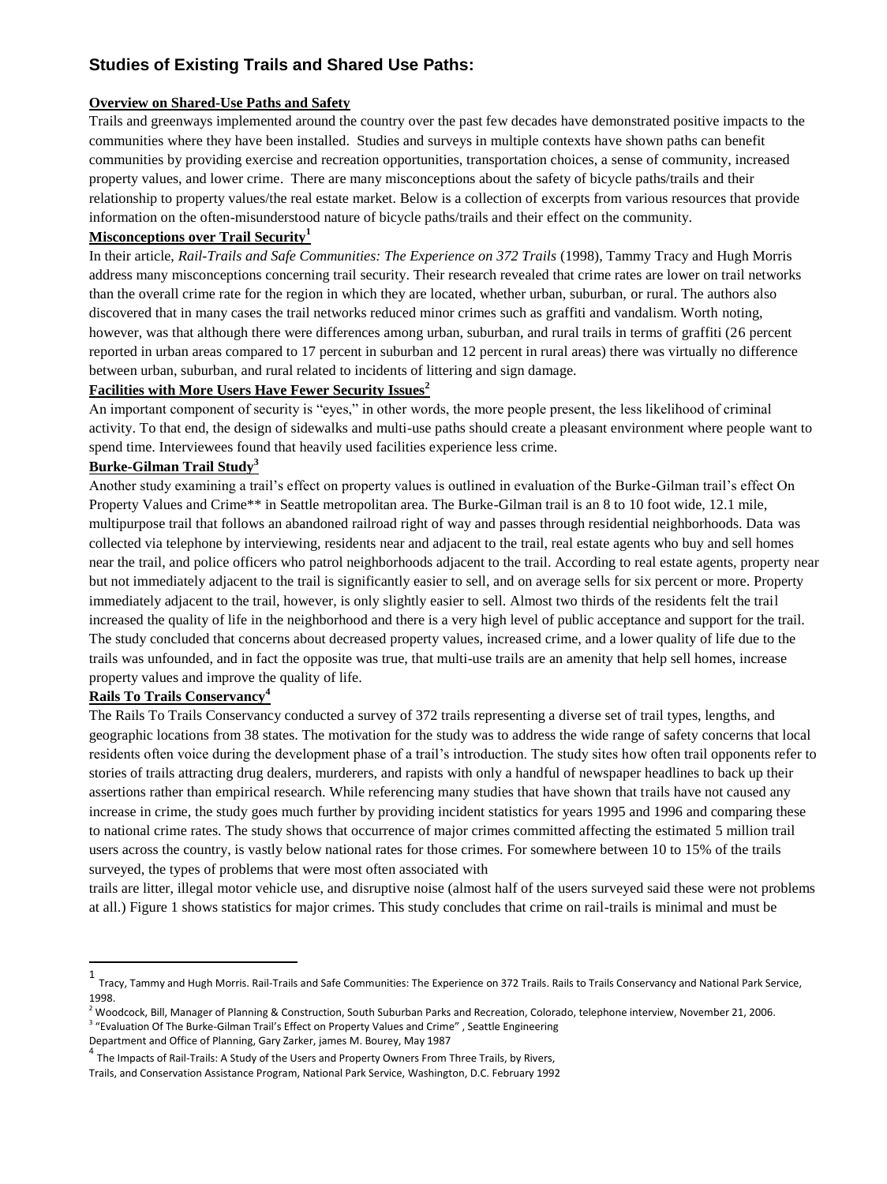## Studies of Existing Trails and Shared Use Paths:

**Overview on Shared-Use Paths and Safety**

Trails and greenways implemented around the country over the past few decades have demonstrated positive impacts to the communities where they have been installed. Studies and surveys in multiple contexts have shown paths can benefit communities by providing exercise and recreation opportunities, transportation choices, a sense of community, increased property values, and lower crime. There are many misconceptions about the safety of bicycle paths/trails and their relationship to property values/the real estate market. Below is a collection of excerpts from various resources that provide information on the often-misunderstood nature of bicycle paths/trails and their effect on the community.

**Misconceptions over Trail Security[1]**

In their article, *Rail-Trails and Safe Communities: The Experience on 372 Trails* (1998), Tammy Tracy and Hugh Morris address many misconceptions concerning trail security. Their research revealed that crime rates are lower on trail networks than the overall crime rate for the region in which they are located, whether urban, suburban, or rural. The authors also discovered that in many cases the trail networks reduced minor crimes such as graffiti and vandalism. Worth noting, however, was that although there were differences among urban, suburban, and rural trails in terms of graffiti (26 percent reported in urban areas compared to 17 percent in suburban and 12 percent in rural areas) there was virtually no difference between urban, suburban, and rural related to incidents of littering and sign damage.

**Facilities with More Users Have Fewer Security Issues[2]**

An important component of security is "eyes," in other words, the more people present, the less likelihood of criminal activity. To that end, the design of sidewalks and multi-use paths should create a pleasant environment where people want to spend time. Interviewees found that heavily used facilities experience less crime.

**Burke-Gilman Trail Study[3]**

Another study examining a trail's effect on property values is outlined in evaluation of the Burke-Gilman trail's effect On Property Values and Crime** in Seattle metropolitan area. The Burke-Gilman trail is an 8 to 10 foot wide, 12.1 mile, multipurpose trail that follows an abandoned railroad right of way and passes through residential neighborhoods. Data was collected via telephone by interviewing, residents near and adjacent to the trail, real estate agents who buy and sell homes near the trail, and police officers who patrol neighborhoods adjacent to the trail. According to real estate agents, property near but not immediately adjacent to the trail is significantly easier to sell, and on average sells for six percent or more. Property immediately adjacent to the trail, however, is only slightly easier to sell. Almost two thirds of the residents felt the trail increased the quality of life in the neighborhood and there is a very high level of public acceptance and support for the trail. The study concluded that concerns about decreased property values, increased crime, and a lower quality of life due to the trails was unfounded, and in fact the opposite was true, that multi-use trails are an amenity that help sell homes, increase property values and improve the quality of life.

**Rails To Trails Conservancy[4]**

The Rails To Trails Conservancy conducted a survey of 372 trails representing a diverse set of trail types, lengths, and geographic locations from 38 states. The motivation for the study was to address the wide range of safety concerns that local residents often voice during the development phase of a trail's introduction. The study sites how often trail opponents refer to stories of trails attracting drug dealers, murderers, and rapists with only a handful of newspaper headlines to back up their assertions rather than empirical research. While referencing many studies that have shown that trails have not caused any increase in crime, the study goes much further by providing incident statistics for years 1995 and 1996 and comparing these to national crime rates. The study shows that occurrence of major crimes committed affecting the estimated 5 million trail users across the country, is vastly below national rates for those crimes. For somewhere between 10 to 15% of the trails surveyed, the types of problems that were most often associated with trails are litter, illegal motor vehicle use, and disruptive noise (almost half of the users surveyed said these were not problems at all.) Figure 1 shows statistics for major crimes. This study concludes that crime on rail-trails is minimal and must be

---

[1] Tracy, Tammy and Hugh Morris. Rail-Trails and Safe Communities: The Experience on 372 Trails. Rails to Trails Conservancy and National Park Service, 1998.

[2] Woodcock, Bill, Manager of Planning & Construction, South Suburban Parks and Recreation, Colorado, telephone interview, November 21, 2006.

[3] "Evaluation Of The Burke-Gilman Trail's Effect on Property Values and Crime" , Seattle Engineering Department and Office of Planning, Gary Zarker, james M. Bourey, May 1987

[4] The Impacts of Rail-Trails: A Study of the Users and Property Owners From Three Trails, by Rivers, Trails, and Conservation Assistance Program, National Park Service, Washington, D.C. February 1992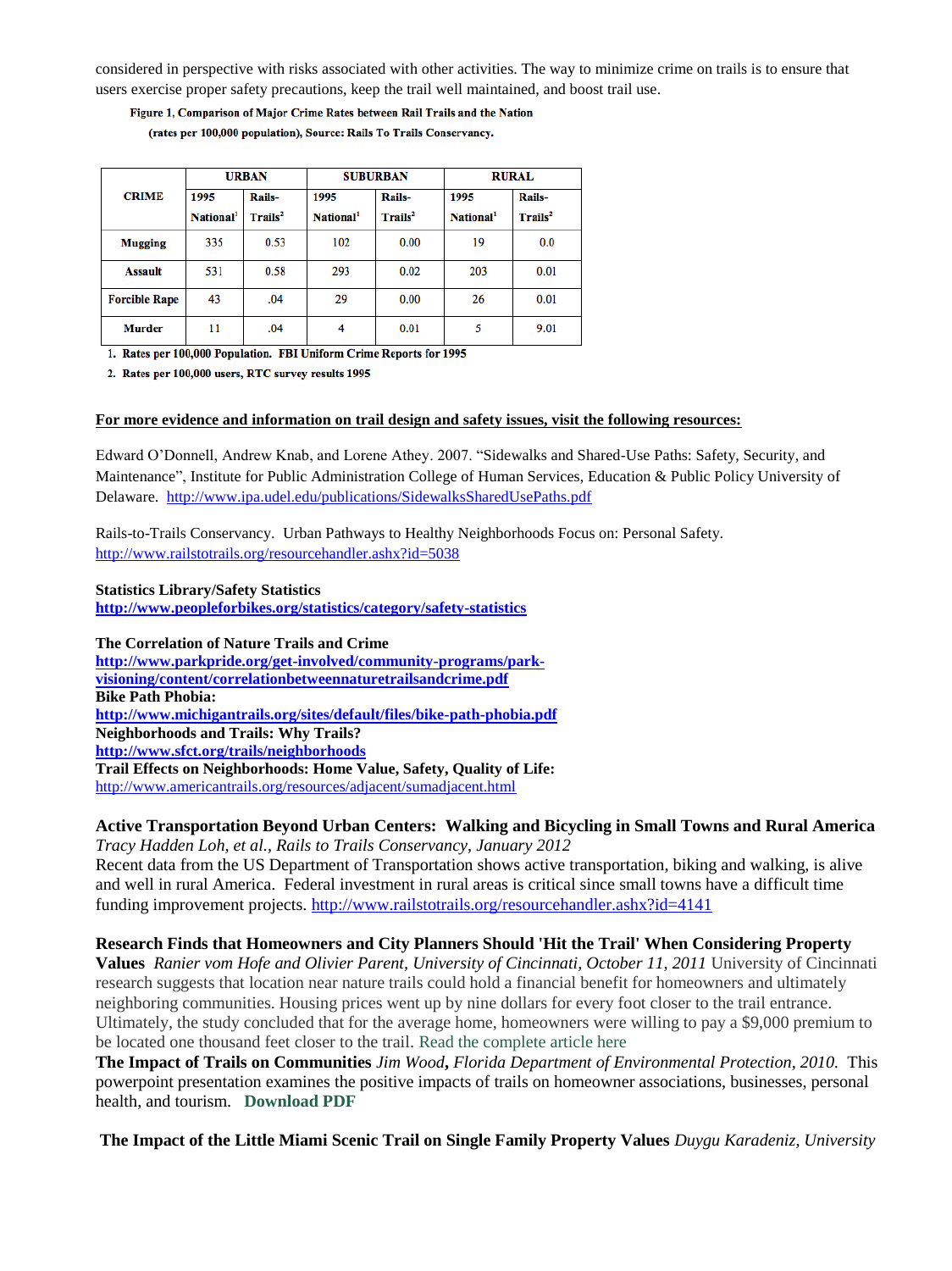considered in perspective with risks associated with other activities. The way to minimize crime on trails is to ensure that users exercise proper safety precautions, keep the trail well maintained, and boost trail use.

**Figure 1, Comparison of Major Crime Rates between Rail Trails and the Nation (rates per 100,000 population), Source: Rails To Trails Conservancy.**

| CRIME | URBAN | | SUBURBAN | | RURAL | |
|---|---|---|---|---|---|---|
| | 1995 National[1] | Rails-Trails[2] | 1995 National[1] | Rails-Trails[2] | 1995 National[1] | Rails-Trails[2] |
| **Mugging** | 335 | 0.53 | 102 | 0.00 | 19 | 0.0 |
| **Assault** | 531 | 0.58 | 293 | 0.02 | 203 | 0.01 |
| **Forcible Rape** | 43 | .04 | 29 | 0.00 | 26 | 0.01 |
| **Murder** | 11 | .04 | 4 | 0.01 | 5 | 9.01 |

1. Rates per 100,000 Population. FBI Uniform Crime Reports for 1995
2. Rates per 100,000 users, RTC survey results 1995

**For more evidence and information on trail design and safety issues, visit the following resources:**

Edward O'Donnell, Andrew Knab, and Lorene Athey. 2007. "Sidewalks and Shared-Use Paths: Safety, Security, and Maintenance", Institute for Public Administration College of Human Services, Education & Public Policy University of Delaware. http://www.ipa.udel.edu/publications/SidewalksSharedUsePaths.pdf

Rails-to-Trails Conservancy. Urban Pathways to Healthy Neighborhoods Focus on: Personal Safety. http://www.railstotrails.org/resourcehandler.ashx?id=5038

**Statistics Library/Safety Statistics**
**http://www.peopleforbikes.org/statistics/category/safety-statistics**

**The Correlation of Nature Trails and Crime**
**http://www.parkpride.org/get-involved/community-programs/park-visioning/content/correlationbetweennaturetrailsandcrime.pdf**
**Bike Path Phobia:**
**http://www.michigantrails.org/sites/default/files/bike-path-phobia.pdf**
**Neighborhoods and Trails: Why Trails?**
**http://www.sfct.org/trails/neighborhoods**
**Trail Effects on Neighborhoods: Home Value, Safety, Quality of Life:**
http://www.americantrails.org/resources/adjacent/sumadjacent.html

**Active Transportation Beyond Urban Centers: Walking and Bicycling in Small Towns and Rural America**
*Tracy Hadden Loh, et al., Rails to Trails Conservancy, January 2012*
Recent data from the US Department of Transportation shows active transportation, biking and walking, is alive and well in rural America. Federal investment in rural areas is critical since small towns have a difficult time funding improvement projects. http://www.railstotrails.org/resourcehandler.ashx?id=4141

**Research Finds that Homeowners and City Planners Should 'Hit the Trail' When Considering Property Values** *Ranier vom Hofe and Olivier Parent, University of Cincinnati, October 11, 2011* University of Cincinnati research suggests that location near nature trails could hold a financial benefit for homeowners and ultimately neighboring communities. Housing prices went up by nine dollars for every foot closer to the trail entrance. Ultimately, the study concluded that for the average home, homeowners were willing to pay a $9,000 premium to be located one thousand feet closer to the trail. Read the complete article here
**The Impact of Trails on Communities** *Jim Wood***,** *Florida Department of Environmental Protection, 2010.* This powerpoint presentation examines the positive impacts of trails on homeowner associations, businesses, personal health, and tourism. **Download PDF**

**The Impact of the Little Miami Scenic Trail on Single Family Property Values** *Duygu Karadeniz, University*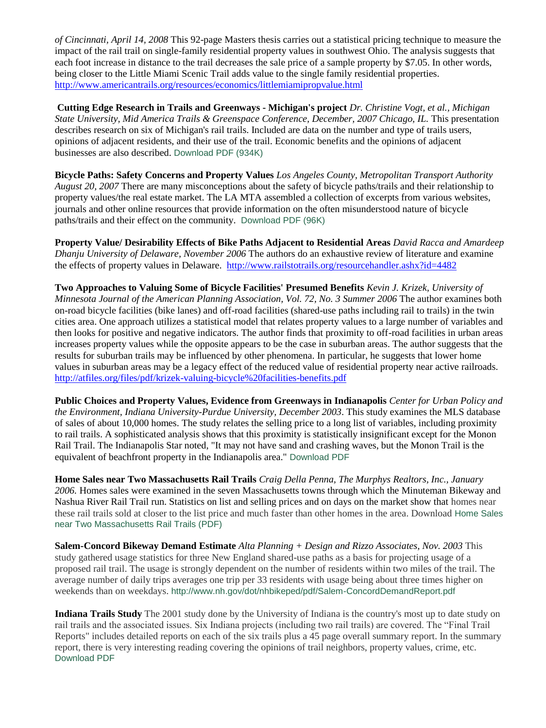*of Cincinnati, April 14, 2008* This 92-page Masters thesis carries out a statistical pricing technique to measure the impact of the rail trail on single-family residential property values in southwest Ohio. The analysis suggests that each foot increase in distance to the trail decreases the sale price of a sample property by $7.05. In other words, being closer to the Little Miami Scenic Trail adds value to the single family residential properties. http://www.americantrails.org/resources/economics/littlemiamipropvalue.html

**Cutting Edge Research in Trails and Greenways - Michigan's project** *Dr. Christine Vogt, et al., Michigan State University, Mid America Trails & Greenspace Conference, December, 2007 Chicago, IL.* This presentation describes research on six of Michigan's rail trails. Included are data on the number and type of trails users, opinions of adjacent residents, and their use of the trail. Economic benefits and the opinions of adjacent businesses are also described. Download PDF (934K)

**Bicycle Paths: Safety Concerns and Property Values** *Los Angeles County, Metropolitan Transport Authority August 20, 2007* There are many misconceptions about the safety of bicycle paths/trails and their relationship to property values/the real estate market. The LA MTA assembled a collection of excerpts from various websites, journals and other online resources that provide information on the often misunderstood nature of bicycle paths/trails and their effect on the community. Download PDF (96K)

**Property Value/ Desirability Effects of Bike Paths Adjacent to Residential Areas** *David Racca and Amardeep Dhanju University of Delaware, November 2006* The authors do an exhaustive review of literature and examine the effects of property values in Delaware. http://www.railstotrails.org/resourcehandler.ashx?id=4482

**Two Approaches to Valuing Some of Bicycle Facilities' Presumed Benefits** *Kevin J. Krizek, University of Minnesota Journal of the American Planning Association, Vol. 72, No. 3 Summer 2006* The author examines both on-road bicycle facilities (bike lanes) and off-road facilities (shared-use paths including rail to trails) in the twin cities area. One approach utilizes a statistical model that relates property values to a large number of variables and then looks for positive and negative indicators. The author finds that proximity to off-road facilities in urban areas increases property values while the opposite appears to be the case in suburban areas. The author suggests that the results for suburban trails may be influenced by other phenomena. In particular, he suggests that lower home values in suburban areas may be a legacy effect of the reduced value of residential property near active railroads. http://atfiles.org/files/pdf/krizek-valuing-bicycle%20facilities-benefits.pdf

**Public Choices and Property Values, Evidence from Greenways in Indianapolis** *Center for Urban Policy and the Environment, Indiana University-Purdue University, December 2003*. This study examines the MLS database of sales of about 10,000 homes. The study relates the selling price to a long list of variables, including proximity to rail trails. A sophisticated analysis shows that this proximity is statistically insignificant except for the Monon Rail Trail. The Indianapolis Star noted, "It may not have sand and crashing waves, but the Monon Trail is the equivalent of beachfront property in the Indianapolis area." Download PDF

**Home Sales near Two Massachusetts Rail Trails** *Craig Della Penna, The Murphys Realtors, Inc., January 2006.* Homes sales were examined in the seven Massachusetts towns through which the Minuteman Bikeway and Nashua River Rail Trail run. Statistics on list and selling prices and on days on the market show that homes near these rail trails sold at closer to the list price and much faster than other homes in the area. Download Home Sales near Two Massachusetts Rail Trails (PDF)

**Salem-Concord Bikeway Demand Estimate** *Alta Planning + Design and Rizzo Associates, Nov. 2003* This study gathered usage statistics for three New England shared-use paths as a basis for projecting usage of a proposed rail trail. The usage is strongly dependent on the number of residents within two miles of the trail. The average number of daily trips averages one trip per 33 residents with usage being about three times higher on weekends than on weekdays. http://www.nh.gov/dot/nhbikeped/pdf/Salem-ConcordDemandReport.pdf

**Indiana Trails Study** The 2001 study done by the University of Indiana is the country's most up to date study on rail trails and the associated issues. Six Indiana projects (including two rail trails) are covered. The "Final Trail Reports" includes detailed reports on each of the six trails plus a 45 page overall summary report. In the summary report, there is very interesting reading covering the opinions of trail neighbors, property values, crime, etc. Download PDF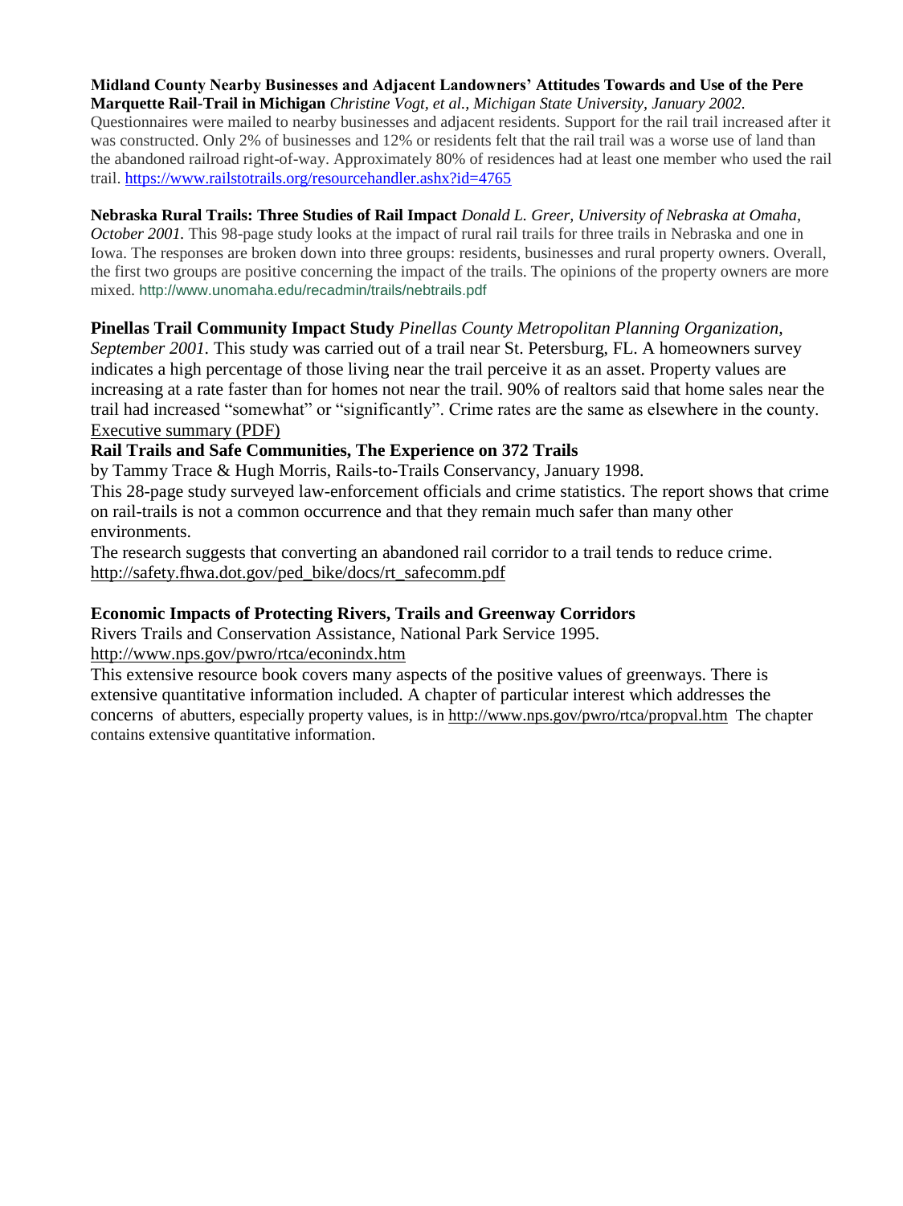**Midland County Nearby Businesses and Adjacent Landowners' Attitudes Towards and Use of the Pere Marquette Rail-Trail in Michigan** *Christine Vogt, et al., Michigan State University, January 2002.* Questionnaires were mailed to nearby businesses and adjacent residents. Support for the rail trail increased after it was constructed. Only 2% of businesses and 12% or residents felt that the rail trail was a worse use of land than the abandoned railroad right-of-way. Approximately 80% of residences had at least one member who used the rail trail. https://www.railstotrails.org/resourcehandler.ashx?id=4765

**Nebraska Rural Trails: Three Studies of Rail Impact** *Donald L. Greer, University of Nebraska at Omaha, October 2001.* This 98-page study looks at the impact of rural rail trails for three trails in Nebraska and one in Iowa. The responses are broken down into three groups: residents, businesses and rural property owners. Overall, the first two groups are positive concerning the impact of the trails. The opinions of the property owners are more mixed. http://www.unomaha.edu/recadmin/trails/nebtrails.pdf

**Pinellas Trail Community Impact Study** *Pinellas County Metropolitan Planning Organization, September 2001.* This study was carried out of a trail near St. Petersburg, FL. A homeowners survey indicates a high percentage of those living near the trail perceive it as an asset. Property values are increasing at a rate faster than for homes not near the trail. 90% of realtors said that home sales near the trail had increased "somewhat" or "significantly". Crime rates are the same as elsewhere in the county. Executive summary (PDF)

**Rail Trails and Safe Communities, The Experience on 372 Trails**

by Tammy Trace & Hugh Morris, Rails-to-Trails Conservancy, January 1998.

This 28-page study surveyed law-enforcement officials and crime statistics. The report shows that crime on rail-trails is not a common occurrence and that they remain much safer than many other environments.

The research suggests that converting an abandoned rail corridor to a trail tends to reduce crime. http://safety.fhwa.dot.gov/ped_bike/docs/rt_safecomm.pdf

**Economic Impacts of Protecting Rivers, Trails and Greenway Corridors**

Rivers Trails and Conservation Assistance, National Park Service 1995.

http://www.nps.gov/pwro/rtca/econindx.htm

This extensive resource book covers many aspects of the positive values of greenways. There is extensive quantitative information included. A chapter of particular interest which addresses the concerns of abutters, especially property values, is in http://www.nps.gov/pwro/rtca/propval.htm The chapter contains extensive quantitative information.